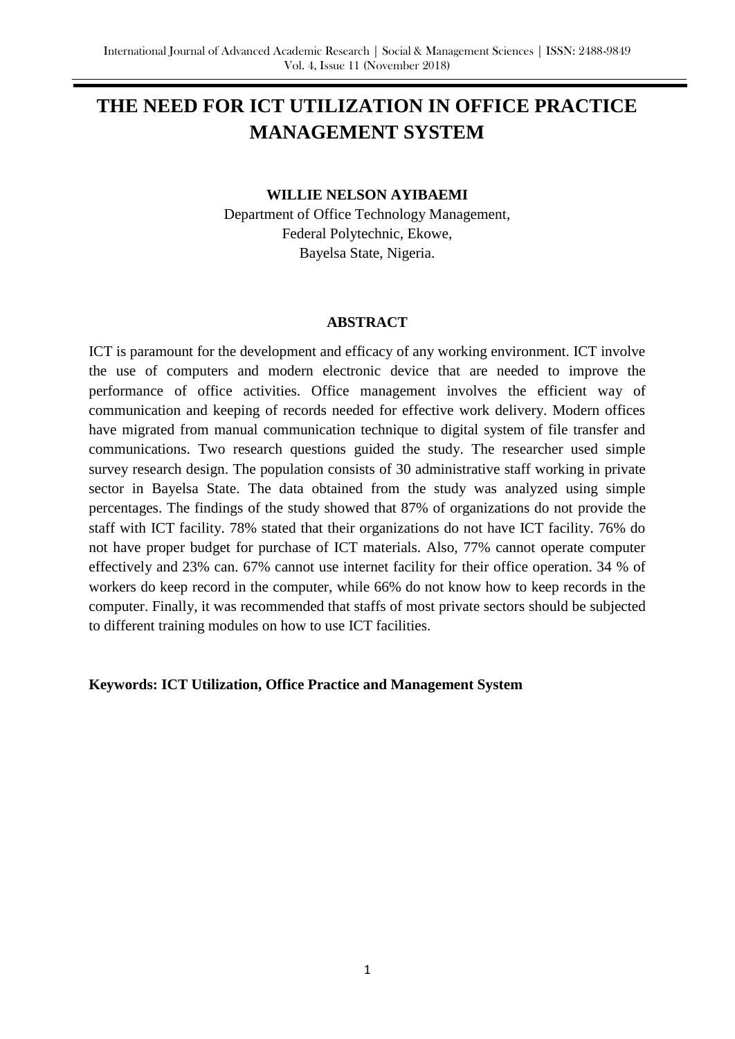# THE NEED FOR ICT UTILIZATION IN OFFICE PRACTICE MANAGEMENT SYSTEM

**WILLIE NELSON AYIBAEMI**

Department of Office Technology Management,
Federal Polytechnic, Ekowe,
Bayelsa State, Nigeria.

## ABSTRACT

ICT is paramount for the development and efficacy of any working environment. ICT involve the use of computers and modern electronic device that are needed to improve the performance of office activities. Office management involves the efficient way of communication and keeping of records needed for effective work delivery. Modern offices have migrated from manual communication technique to digital system of file transfer and communications. Two research questions guided the study. The researcher used simple survey research design. The population consists of 30 administrative staff working in private sector in Bayelsa State. The data obtained from the study was analyzed using simple percentages. The findings of the study showed that 87% of organizations do not provide the staff with ICT facility. 78% stated that their organizations do not have ICT facility. 76% do not have proper budget for purchase of ICT materials. Also, 77% cannot operate computer effectively and 23% can. 67% cannot use internet facility for their office operation. 34 % of workers do keep record in the computer, while 66% do not know how to keep records in the computer. Finally, it was recommended that staffs of most private sectors should be subjected to different training modules on how to use ICT facilities.

**Keywords: ICT Utilization, Office Practice and Management System**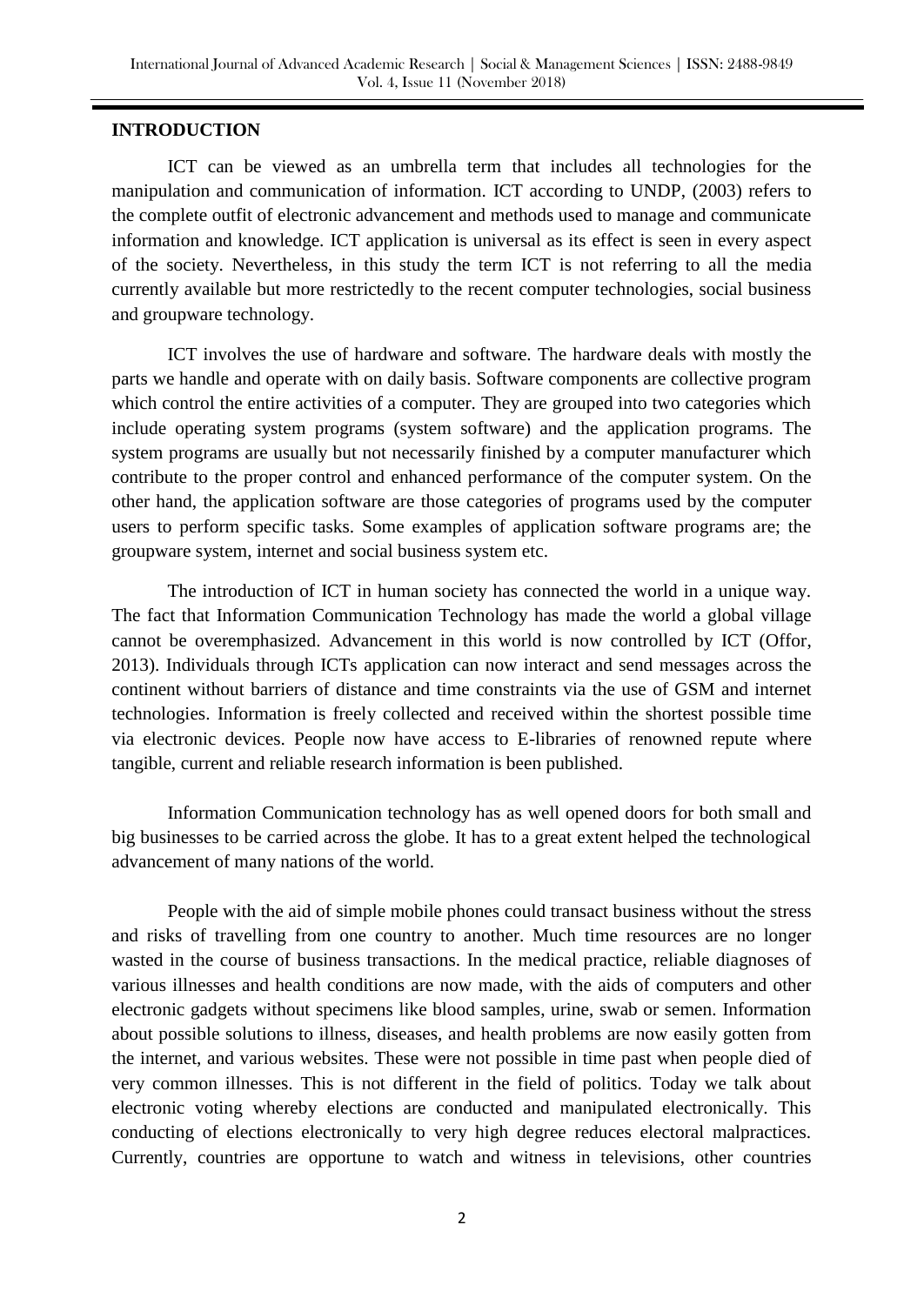## INTRODUCTION

ICT can be viewed as an umbrella term that includes all technologies for the manipulation and communication of information. ICT according to UNDP, (2003) refers to the complete outfit of electronic advancement and methods used to manage and communicate information and knowledge. ICT application is universal as its effect is seen in every aspect of the society. Nevertheless, in this study the term ICT is not referring to all the media currently available but more restrictedly to the recent computer technologies, social business and groupware technology.

ICT involves the use of hardware and software. The hardware deals with mostly the parts we handle and operate with on daily basis. Software components are collective program which control the entire activities of a computer. They are grouped into two categories which include operating system programs (system software) and the application programs. The system programs are usually but not necessarily finished by a computer manufacturer which contribute to the proper control and enhanced performance of the computer system. On the other hand, the application software are those categories of programs used by the computer users to perform specific tasks. Some examples of application software programs are; the groupware system, internet and social business system etc.

The introduction of ICT in human society has connected the world in a unique way. The fact that Information Communication Technology has made the world a global village cannot be overemphasized. Advancement in this world is now controlled by ICT (Offor, 2013). Individuals through ICTs application can now interact and send messages across the continent without barriers of distance and time constraints via the use of GSM and internet technologies. Information is freely collected and received within the shortest possible time via electronic devices. People now have access to E-libraries of renowned repute where tangible, current and reliable research information is been published.

Information Communication technology has as well opened doors for both small and big businesses to be carried across the globe. It has to a great extent helped the technological advancement of many nations of the world.

People with the aid of simple mobile phones could transact business without the stress and risks of travelling from one country to another. Much time resources are no longer wasted in the course of business transactions. In the medical practice, reliable diagnoses of various illnesses and health conditions are now made, with the aids of computers and other electronic gadgets without specimens like blood samples, urine, swab or semen. Information about possible solutions to illness, diseases, and health problems are now easily gotten from the internet, and various websites. These were not possible in time past when people died of very common illnesses. This is not different in the field of politics. Today we talk about electronic voting whereby elections are conducted and manipulated electronically. This conducting of elections electronically to very high degree reduces electoral malpractices. Currently, countries are opportune to watch and witness in televisions, other countries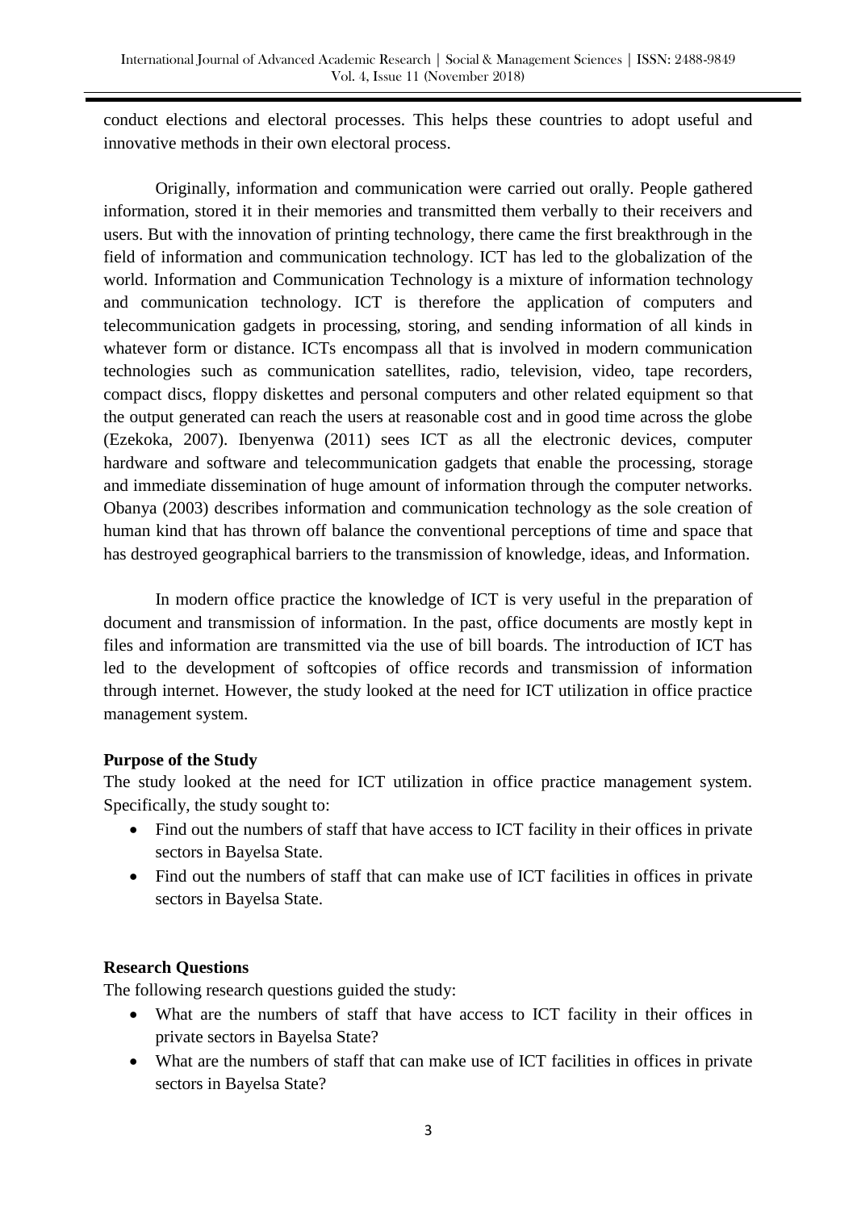conduct elections and electoral processes. This helps these countries to adopt useful and innovative methods in their own electoral process.

Originally, information and communication were carried out orally. People gathered information, stored it in their memories and transmitted them verbally to their receivers and users. But with the innovation of printing technology, there came the first breakthrough in the field of information and communication technology. ICT has led to the globalization of the world. Information and Communication Technology is a mixture of information technology and communication technology. ICT is therefore the application of computers and telecommunication gadgets in processing, storing, and sending information of all kinds in whatever form or distance. ICTs encompass all that is involved in modern communication technologies such as communication satellites, radio, television, video, tape recorders, compact discs, floppy diskettes and personal computers and other related equipment so that the output generated can reach the users at reasonable cost and in good time across the globe (Ezekoka, 2007). Ibenyenwa (2011) sees ICT as all the electronic devices, computer hardware and software and telecommunication gadgets that enable the processing, storage and immediate dissemination of huge amount of information through the computer networks. Obanya (2003) describes information and communication technology as the sole creation of human kind that has thrown off balance the conventional perceptions of time and space that has destroyed geographical barriers to the transmission of knowledge, ideas, and Information.

In modern office practice the knowledge of ICT is very useful in the preparation of document and transmission of information. In the past, office documents are mostly kept in files and information are transmitted via the use of bill boards. The introduction of ICT has led to the development of softcopies of office records and transmission of information through internet. However, the study looked at the need for ICT utilization in office practice management system.

**Purpose of the Study**

The study looked at the need for ICT utilization in office practice management system. Specifically, the study sought to:

- Find out the numbers of staff that have access to ICT facility in their offices in private sectors in Bayelsa State.
- Find out the numbers of staff that can make use of ICT facilities in offices in private sectors in Bayelsa State.

**Research Questions**

The following research questions guided the study:

- What are the numbers of staff that have access to ICT facility in their offices in private sectors in Bayelsa State?
- What are the numbers of staff that can make use of ICT facilities in offices in private sectors in Bayelsa State?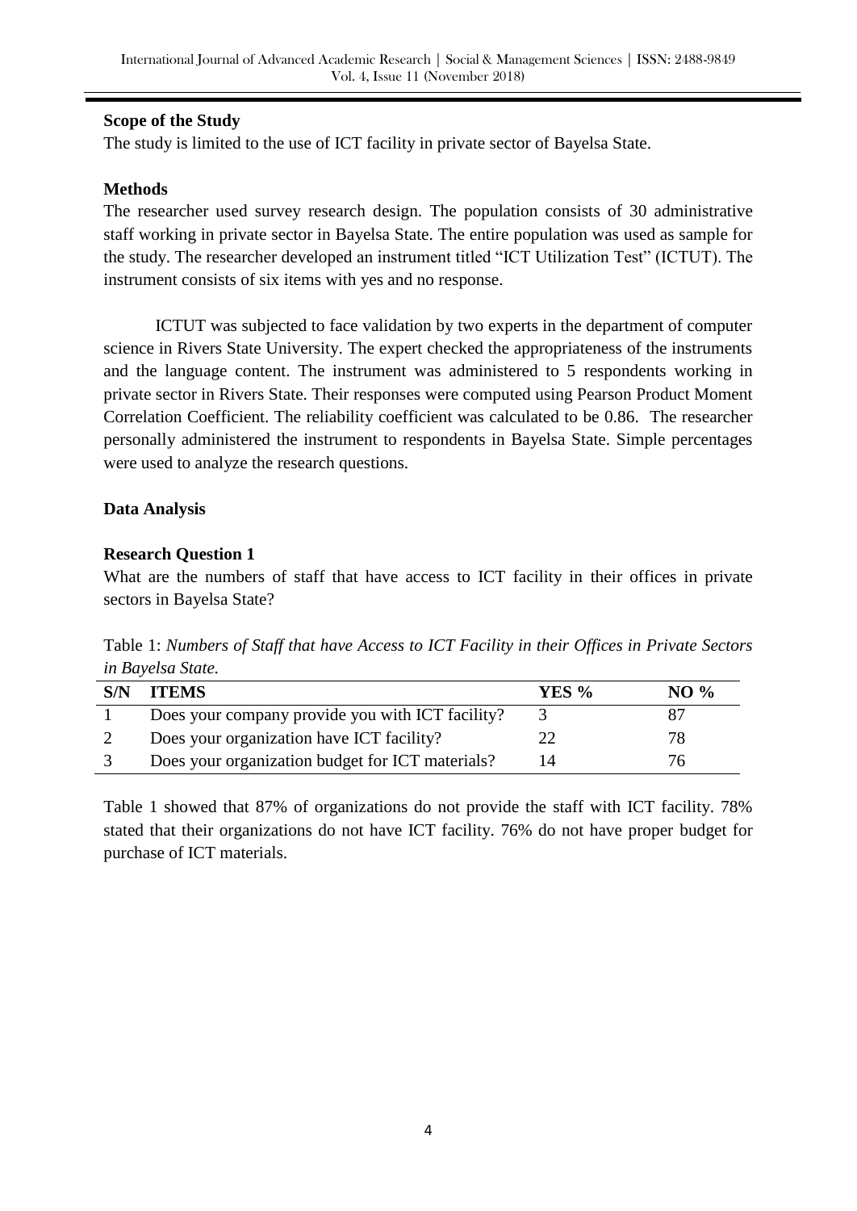**Scope of the Study**

The study is limited to the use of ICT facility in private sector of Bayelsa State.

**Methods**

The researcher used survey research design. The population consists of 30 administrative staff working in private sector in Bayelsa State. The entire population was used as sample for the study. The researcher developed an instrument titled "ICT Utilization Test" (ICTUT). The instrument consists of six items with yes and no response.

ICTUT was subjected to face validation by two experts in the department of computer science in Rivers State University. The expert checked the appropriateness of the instruments and the language content. The instrument was administered to 5 respondents working in private sector in Rivers State. Their responses were computed using Pearson Product Moment Correlation Coefficient. The reliability coefficient was calculated to be 0.86. The researcher personally administered the instrument to respondents in Bayelsa State. Simple percentages were used to analyze the research questions.

**Data Analysis**

**Research Question 1**

What are the numbers of staff that have access to ICT facility in their offices in private sectors in Bayelsa State?

Table 1: *Numbers of Staff that have Access to ICT Facility in their Offices in Private Sectors in Bayelsa State.*

| S/N | ITEMS | YES % | NO % |
|---|---|---|---|
| 1 | Does your company provide you with ICT facility? | 3 | 87 |
| 2 | Does your organization have ICT facility? | 22 | 78 |
| 3 | Does your organization budget for ICT materials? | 14 | 76 |

Table 1 showed that 87% of organizations do not provide the staff with ICT facility. 78% stated that their organizations do not have ICT facility. 76% do not have proper budget for purchase of ICT materials.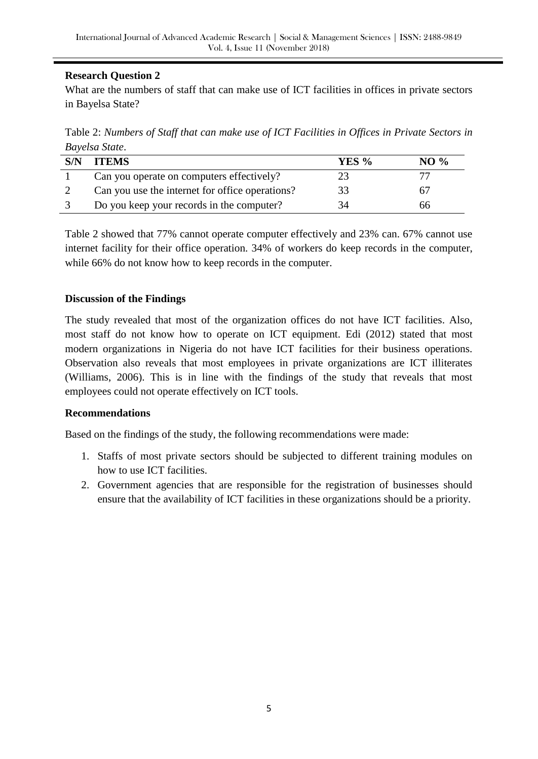**Research Question 2**

What are the numbers of staff that can make use of ICT facilities in offices in private sectors in Bayelsa State?

Table 2: *Numbers of Staff that can make use of ICT Facilities in Offices in Private Sectors in Bayelsa State*.

| S/N | ITEMS | YES % | NO % |
|---|---|---|---|
| 1 | Can you operate on computers effectively? | 23 | 77 |
| 2 | Can you use the internet for office operations? | 33 | 67 |
| 3 | Do you keep your records in the computer? | 34 | 66 |

Table 2 showed that 77% cannot operate computer effectively and 23% can. 67% cannot use internet facility for their office operation. 34% of workers do keep records in the computer, while 66% do not know how to keep records in the computer.

**Discussion of the Findings**

The study revealed that most of the organization offices do not have ICT facilities. Also, most staff do not know how to operate on ICT equipment. Edi (2012) stated that most modern organizations in Nigeria do not have ICT facilities for their business operations. Observation also reveals that most employees in private organizations are ICT illiterates (Williams, 2006). This is in line with the findings of the study that reveals that most employees could not operate effectively on ICT tools.

**Recommendations**

Based on the findings of the study, the following recommendations were made:

1. Staffs of most private sectors should be subjected to different training modules on how to use ICT facilities.
2. Government agencies that are responsible for the registration of businesses should ensure that the availability of ICT facilities in these organizations should be a priority.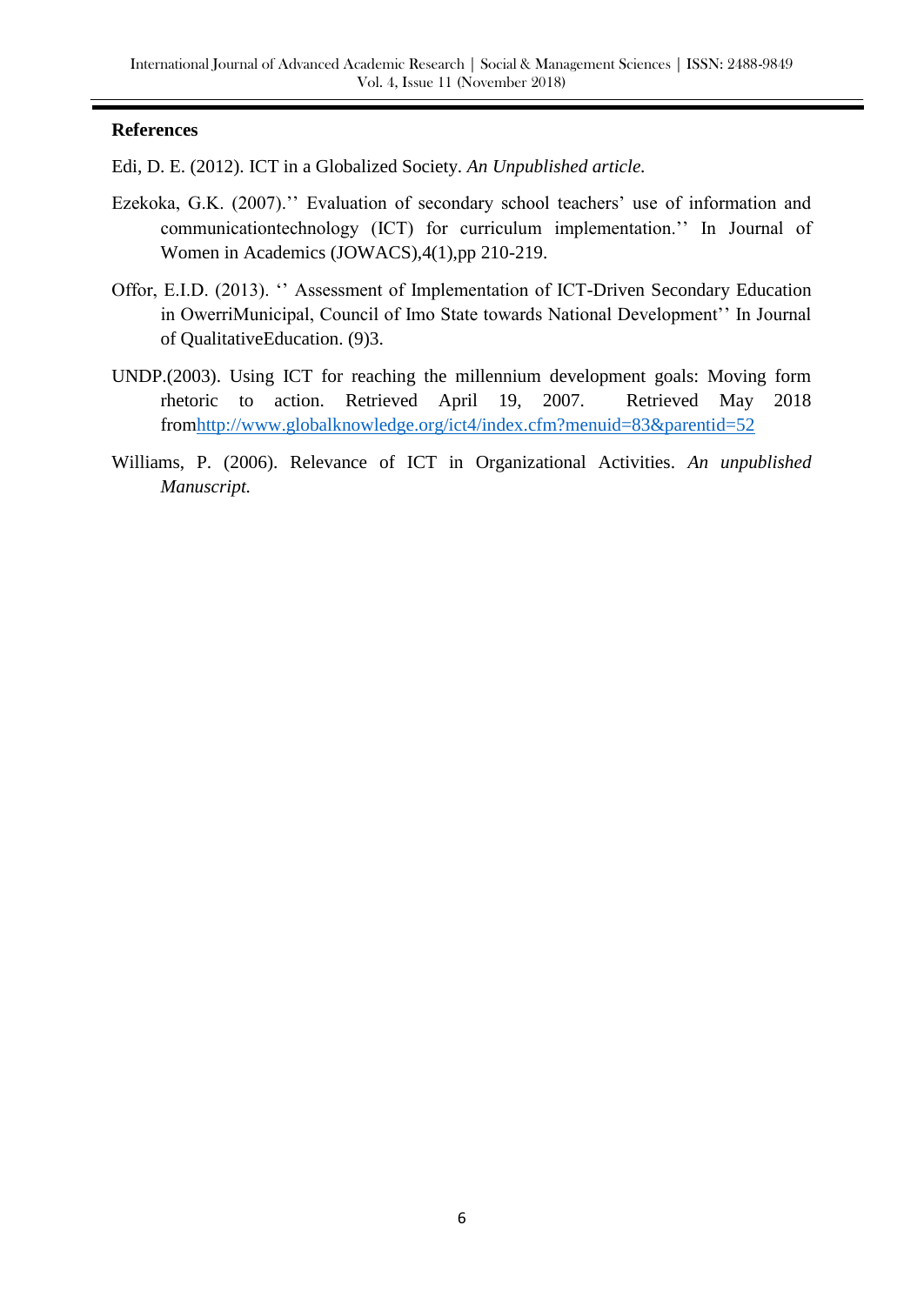## References

Edi, D. E. (2012). ICT in a Globalized Society. *An Unpublished article.*

Ezekoka, G.K. (2007).'' Evaluation of secondary school teachers' use of information and communicationtechnology (ICT) for curriculum implementation.'' In Journal of Women in Academics (JOWACS),4(1),pp 210-219.

Offor, E.I.D. (2013). '' Assessment of Implementation of ICT-Driven Secondary Education in OwerriMunicipal, Council of Imo State towards National Development'' In Journal of QualitativeEducation. (9)3.

UNDP.(2003). Using ICT for reaching the millennium development goals: Moving form rhetoric to action. Retrieved April 19, 2007. Retrieved May 2018 fromhttp://www.globalknowledge.org/ict4/index.cfm?menuid=83&parentid=52

Williams, P. (2006). Relevance of ICT in Organizational Activities. *An unpublished Manuscript.*